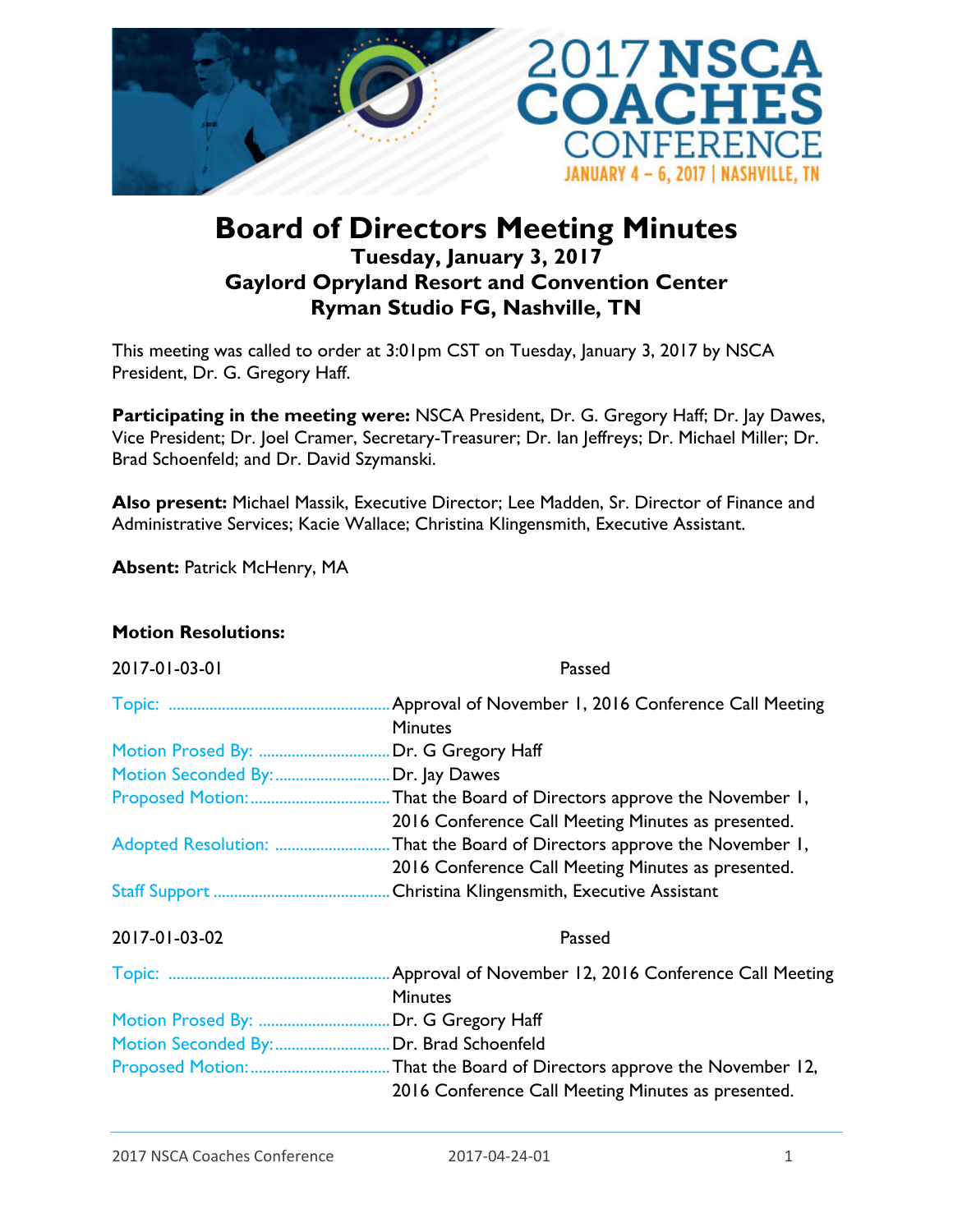# Board of Directors Meeting Minutes

### Tuesday, January 3, 2017
### Gaylord Opryland Resort and Convention Center
### Ryman Studio FG, Nashville, TN

This meeting was called to order at 3:01pm CST on Tuesday, January 3, 2017 by NSCA President, Dr. G. Gregory Haff.

**Participating in the meeting were:** NSCA President, Dr. G. Gregory Haff; Dr. Jay Dawes, Vice President; Dr. Joel Cramer, Secretary-Treasurer; Dr. Ian Jeffreys; Dr. Michael Miller; Dr. Brad Schoenfeld; and Dr. David Szymanski.

**Also present:** Michael Massik, Executive Director; Lee Madden, Sr. Director of Finance and Administrative Services; Kacie Wallace; Christina Klingensmith, Executive Assistant.

**Absent:** Patrick McHenry, MA

**Motion Resolutions:**

2017-01-03-01 Passed

Topic: ...... Approval of November 1, 2016 Conference Call Meeting Minutes
Motion Prosed By: ...... Dr. G Gregory Haff
Motion Seconded By: ...... Dr. Jay Dawes
Proposed Motion: ...... That the Board of Directors approve the November 1, 2016 Conference Call Meeting Minutes as presented.
Adopted Resolution: ...... That the Board of Directors approve the November 1, 2016 Conference Call Meeting Minutes as presented.
Staff Support ...... Christina Klingensmith, Executive Assistant

2017-01-03-02 Passed

Topic: ...... Approval of November 12, 2016 Conference Call Meeting Minutes
Motion Prosed By: ...... Dr. G Gregory Haff
Motion Seconded By: ...... Dr. Brad Schoenfeld
Proposed Motion: ...... That the Board of Directors approve the November 12, 2016 Conference Call Meeting Minutes as presented.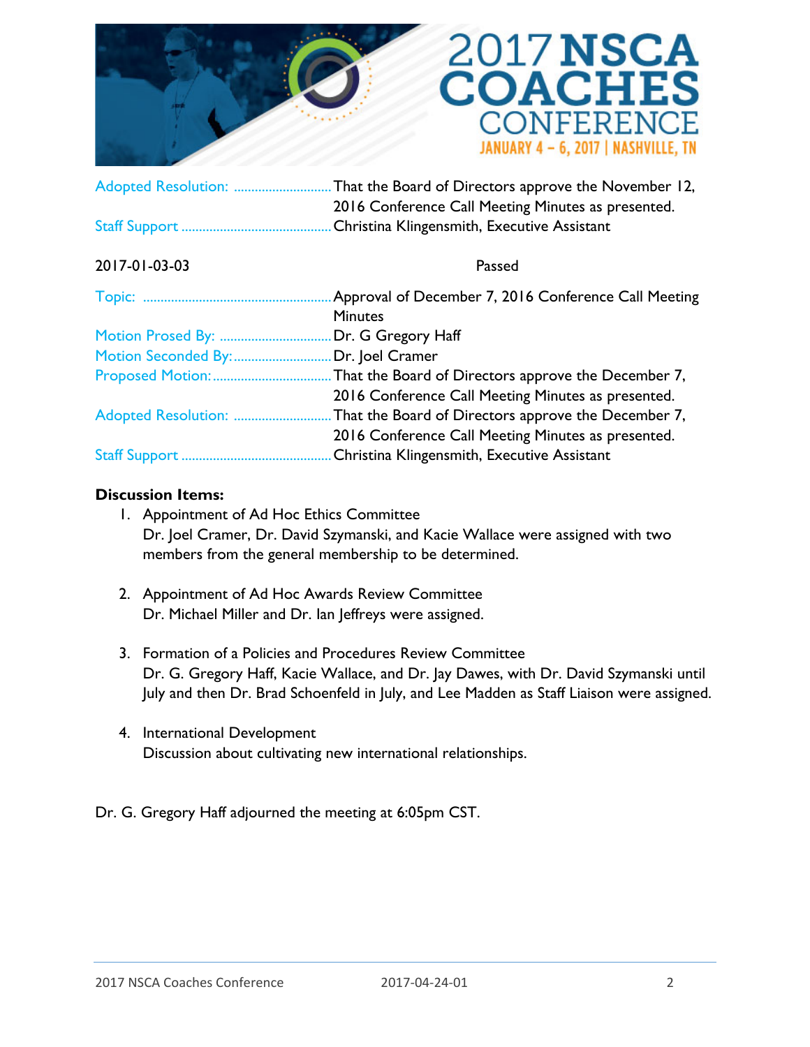Adopted Resolution: ............................That the Board of Directors approve the November 12, 2016 Conference Call Meeting Minutes as presented.
Staff Support ............................................Christina Klingensmith, Executive Assistant

2017-01-03-03 Passed

Topic: ........................................................Approval of December 7, 2016 Conference Call Meeting Minutes
Motion Prosed By: ................................Dr. G Gregory Haff
Motion Seconded By:............................Dr. Joel Cramer
Proposed Motion:..................................That the Board of Directors approve the December 7, 2016 Conference Call Meeting Minutes as presented.
Adopted Resolution: ............................That the Board of Directors approve the December 7, 2016 Conference Call Meeting Minutes as presented.
Staff Support ............................................Christina Klingensmith, Executive Assistant

**Discussion Items:**

1. Appointment of Ad Hoc Ethics Committee
   Dr. Joel Cramer, Dr. David Szymanski, and Kacie Wallace were assigned with two members from the general membership to be determined.

2. Appointment of Ad Hoc Awards Review Committee
   Dr. Michael Miller and Dr. Ian Jeffreys were assigned.

3. Formation of a Policies and Procedures Review Committee
   Dr. G. Gregory Haff, Kacie Wallace, and Dr. Jay Dawes, with Dr. David Szymanski until July and then Dr. Brad Schoenfeld in July, and Lee Madden as Staff Liaison were assigned.

4. International Development
   Discussion about cultivating new international relationships.

Dr. G. Gregory Haff adjourned the meeting at 6:05pm CST.